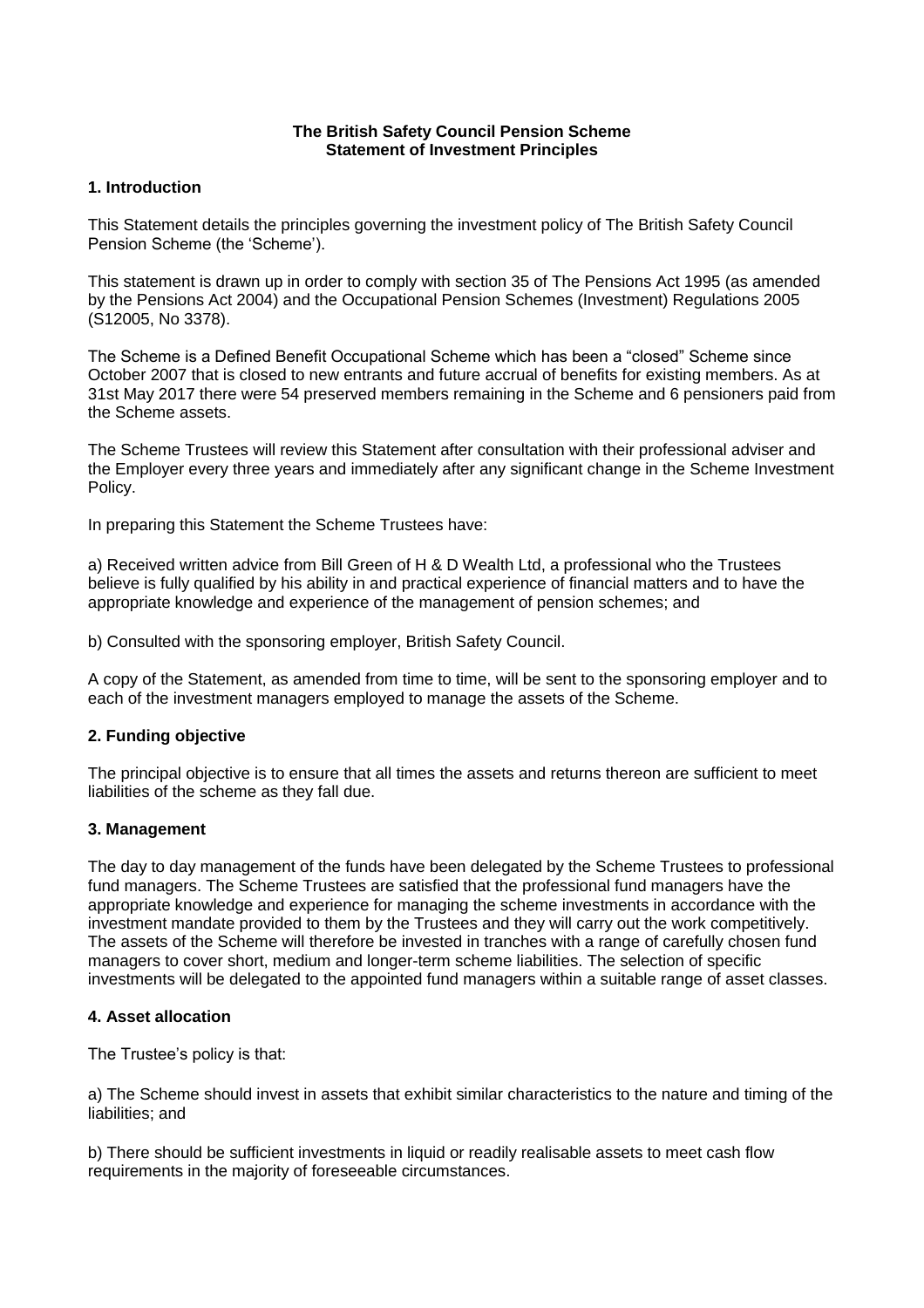**The British Safety Council Pension Scheme**
**Statement of Investment Principles**

## 1. Introduction

This Statement details the principles governing the investment policy of The British Safety Council Pension Scheme (the 'Scheme').

This statement is drawn up in order to comply with section 35 of The Pensions Act 1995 (as amended by the Pensions Act 2004) and the Occupational Pension Schemes (Investment) Regulations 2005 (S12005, No 3378).

The Scheme is a Defined Benefit Occupational Scheme which has been a "closed" Scheme since October 2007 that is closed to new entrants and future accrual of benefits for existing members. As at 31st May 2017 there were 54 preserved members remaining in the Scheme and 6 pensioners paid from the Scheme assets.

The Scheme Trustees will review this Statement after consultation with their professional adviser and the Employer every three years and immediately after any significant change in the Scheme Investment Policy.

In preparing this Statement the Scheme Trustees have:

a) Received written advice from Bill Green of H & D Wealth Ltd, a professional who the Trustees believe is fully qualified by his ability in and practical experience of financial matters and to have the appropriate knowledge and experience of the management of pension schemes; and

b) Consulted with the sponsoring employer, British Safety Council.

A copy of the Statement, as amended from time to time, will be sent to the sponsoring employer and to each of the investment managers employed to manage the assets of the Scheme.

## 2. Funding objective

The principal objective is to ensure that all times the assets and returns thereon are sufficient to meet liabilities of the scheme as they fall due.

## 3. Management

The day to day management of the funds have been delegated by the Scheme Trustees to professional fund managers. The Scheme Trustees are satisfied that the professional fund managers have the appropriate knowledge and experience for managing the scheme investments in accordance with the investment mandate provided to them by the Trustees and they will carry out the work competitively. The assets of the Scheme will therefore be invested in tranches with a range of carefully chosen fund managers to cover short, medium and longer-term scheme liabilities. The selection of specific investments will be delegated to the appointed fund managers within a suitable range of asset classes.

## 4. Asset allocation

The Trustee's policy is that:

a) The Scheme should invest in assets that exhibit similar characteristics to the nature and timing of the liabilities; and

b) There should be sufficient investments in liquid or readily realisable assets to meet cash flow requirements in the majority of foreseeable circumstances.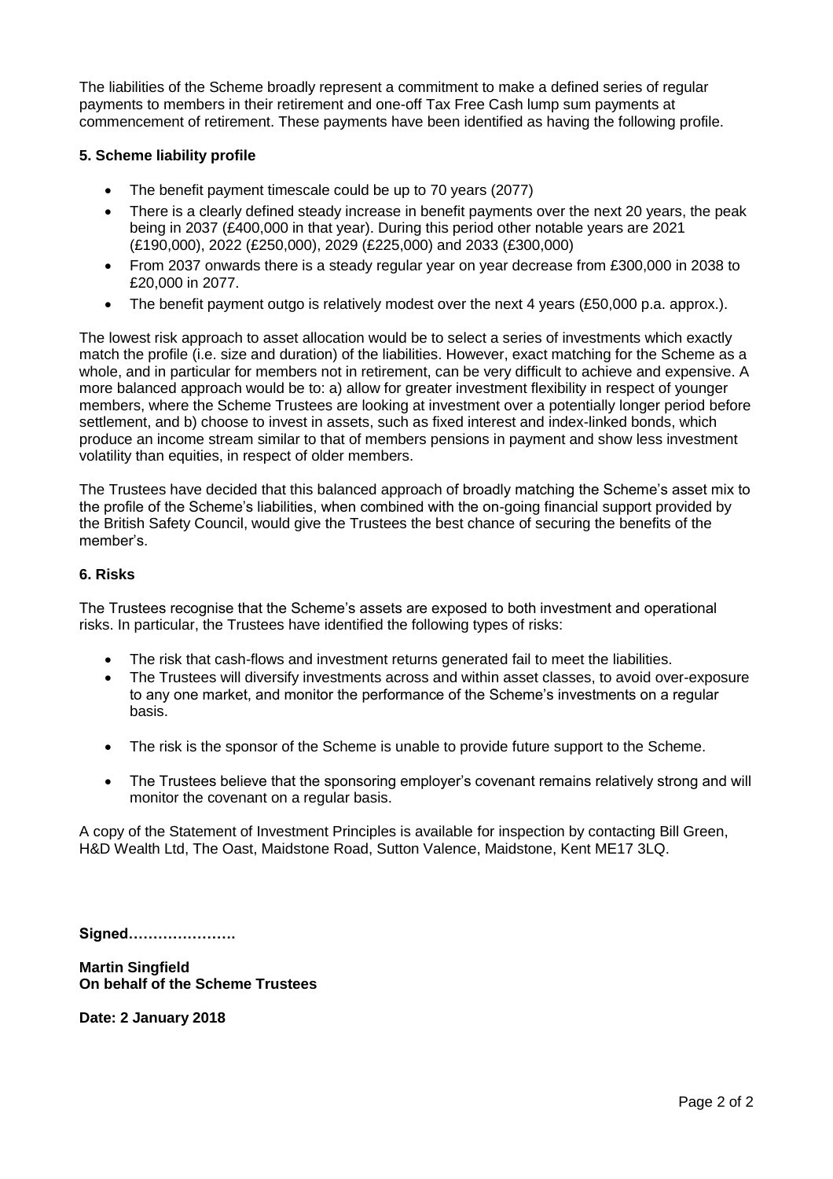The liabilities of the Scheme broadly represent a commitment to make a defined series of regular payments to members in their retirement and one-off Tax Free Cash lump sum payments at commencement of retirement. These payments have been identified as having the following profile.

**5. Scheme liability profile**

- The benefit payment timescale could be up to 70 years (2077)
- There is a clearly defined steady increase in benefit payments over the next 20 years, the peak being in 2037 (£400,000 in that year). During this period other notable years are 2021 (£190,000), 2022 (£250,000), 2029 (£225,000) and 2033 (£300,000)
- From 2037 onwards there is a steady regular year on year decrease from £300,000 in 2038 to £20,000 in 2077.
- The benefit payment outgo is relatively modest over the next 4 years (£50,000 p.a. approx.).

The lowest risk approach to asset allocation would be to select a series of investments which exactly match the profile (i.e. size and duration) of the liabilities. However, exact matching for the Scheme as a whole, and in particular for members not in retirement, can be very difficult to achieve and expensive. A more balanced approach would be to: a) allow for greater investment flexibility in respect of younger members, where the Scheme Trustees are looking at investment over a potentially longer period before settlement, and b) choose to invest in assets, such as fixed interest and index-linked bonds, which produce an income stream similar to that of members pensions in payment and show less investment volatility than equities, in respect of older members.

The Trustees have decided that this balanced approach of broadly matching the Scheme's asset mix to the profile of the Scheme's liabilities, when combined with the on-going financial support provided by the British Safety Council, would give the Trustees the best chance of securing the benefits of the member's.

**6. Risks**

The Trustees recognise that the Scheme's assets are exposed to both investment and operational risks. In particular, the Trustees have identified the following types of risks:

- The risk that cash-flows and investment returns generated fail to meet the liabilities.
- The Trustees will diversify investments across and within asset classes, to avoid over-exposure to any one market, and monitor the performance of the Scheme's investments on a regular basis.
- The risk is the sponsor of the Scheme is unable to provide future support to the Scheme.
- The Trustees believe that the sponsoring employer's covenant remains relatively strong and will monitor the covenant on a regular basis.

A copy of the Statement of Investment Principles is available for inspection by contacting Bill Green, H&D Wealth Ltd, The Oast, Maidstone Road, Sutton Valence, Maidstone, Kent ME17 3LQ.

**Signed………………….**

**Martin Singfield**
**On behalf of the Scheme Trustees**

**Date: 2 January 2018**